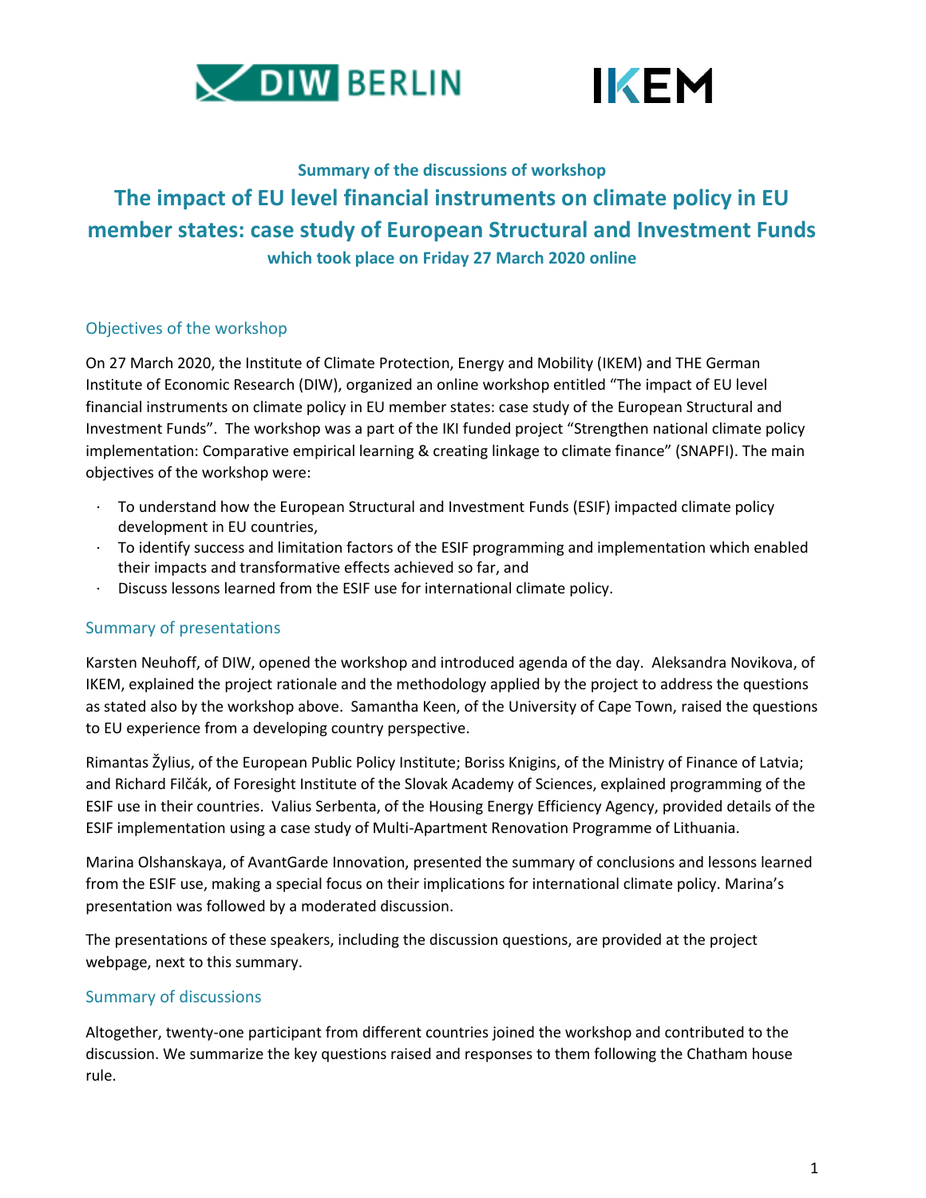**Summary of the discussions of workshop**

# The impact of EU level financial instruments on climate policy in EU member states: case study of European Structural and Investment Funds

**which took place on Friday 27 March 2020 online**

## Objectives of the workshop

On 27 March 2020, the Institute of Climate Protection, Energy and Mobility (IKEM) and THE German Institute of Economic Research (DIW), organized an online workshop entitled "The impact of EU level financial instruments on climate policy in EU member states: case study of the European Structural and Investment Funds". The workshop was a part of the IKI funded project "Strengthen national climate policy implementation: Comparative empirical learning & creating linkage to climate finance" (SNAPFI). The main objectives of the workshop were:

- To understand how the European Structural and Investment Funds (ESIF) impacted climate policy development in EU countries,
- To identify success and limitation factors of the ESIF programming and implementation which enabled their impacts and transformative effects achieved so far, and
- Discuss lessons learned from the ESIF use for international climate policy.

## Summary of presentations

Karsten Neuhoff, of DIW, opened the workshop and introduced agenda of the day. Aleksandra Novikova, of IKEM, explained the project rationale and the methodology applied by the project to address the questions as stated also by the workshop above. Samantha Keen, of the University of Cape Town, raised the questions to EU experience from a developing country perspective.

Rimantas Žylius, of the European Public Policy Institute; Boriss Knigins, of the Ministry of Finance of Latvia; and Richard Filčák, of Foresight Institute of the Slovak Academy of Sciences, explained programming of the ESIF use in their countries. Valius Serbenta, of the Housing Energy Efficiency Agency, provided details of the ESIF implementation using a case study of Multi-Apartment Renovation Programme of Lithuania.

Marina Olshanskaya, of AvantGarde Innovation, presented the summary of conclusions and lessons learned from the ESIF use, making a special focus on their implications for international climate policy. Marina's presentation was followed by a moderated discussion.

The presentations of these speakers, including the discussion questions, are provided at the project webpage, next to this summary.

## Summary of discussions

Altogether, twenty-one participant from different countries joined the workshop and contributed to the discussion. We summarize the key questions raised and responses to them following the Chatham house rule.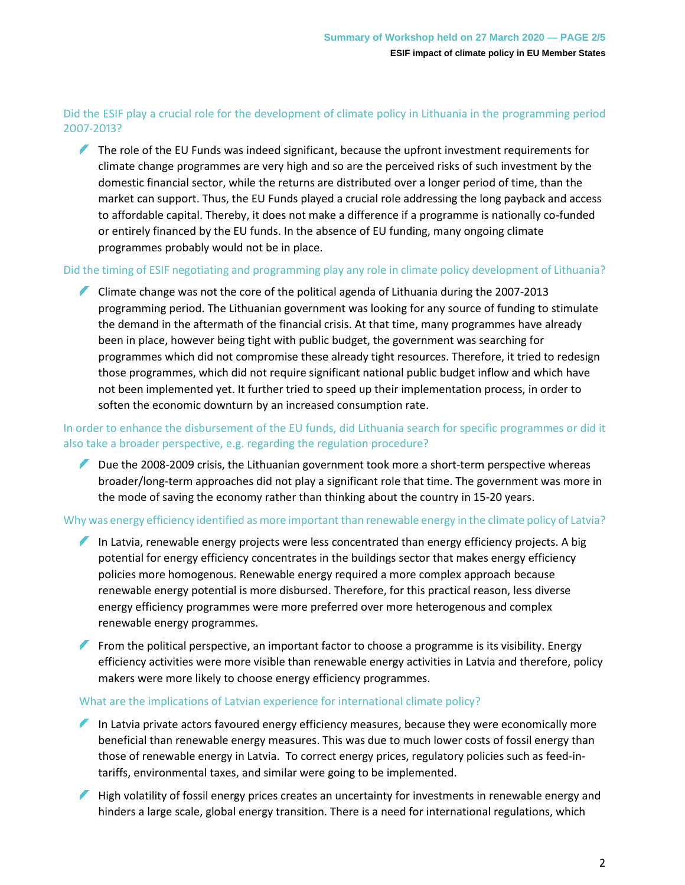### Did the ESIF play a crucial role for the development of climate policy in Lithuania in the programming period 2007-2013?

- The role of the EU Funds was indeed significant, because the upfront investment requirements for climate change programmes are very high and so are the perceived risks of such investment by the domestic financial sector, while the returns are distributed over a longer period of time, than the market can support. Thus, the EU Funds played a crucial role addressing the long payback and access to affordable capital. Thereby, it does not make a difference if a programme is nationally co-funded or entirely financed by the EU funds. In the absence of EU funding, many ongoing climate programmes probably would not be in place.

### Did the timing of ESIF negotiating and programming play any role in climate policy development of Lithuania?

- Climate change was not the core of the political agenda of Lithuania during the 2007-2013 programming period. The Lithuanian government was looking for any source of funding to stimulate the demand in the aftermath of the financial crisis. At that time, many programmes have already been in place, however being tight with public budget, the government was searching for programmes which did not compromise these already tight resources. Therefore, it tried to redesign those programmes, which did not require significant national public budget inflow and which have not been implemented yet. It further tried to speed up their implementation process, in order to soften the economic downturn by an increased consumption rate.

### In order to enhance the disbursement of the EU funds, did Lithuania search for specific programmes or did it also take a broader perspective, e.g. regarding the regulation procedure?

- Due the 2008-2009 crisis, the Lithuanian government took more a short-term perspective whereas broader/long-term approaches did not play a significant role that time. The government was more in the mode of saving the economy rather than thinking about the country in 15-20 years.

### Why was energy efficiency identified as more important than renewable energy in the climate policy of Latvia?

- In Latvia, renewable energy projects were less concentrated than energy efficiency projects. A big potential for energy efficiency concentrates in the buildings sector that makes energy efficiency policies more homogenous. Renewable energy required a more complex approach because renewable energy potential is more disbursed. Therefore, for this practical reason, less diverse energy efficiency programmes were more preferred over more heterogenous and complex renewable energy programmes.
- From the political perspective, an important factor to choose a programme is its visibility. Energy efficiency activities were more visible than renewable energy activities in Latvia and therefore, policy makers were more likely to choose energy efficiency programmes.

### What are the implications of Latvian experience for international climate policy?

- In Latvia private actors favoured energy efficiency measures, because they were economically more beneficial than renewable energy measures. This was due to much lower costs of fossil energy than those of renewable energy in Latvia. To correct energy prices, regulatory policies such as feed-in-tariffs, environmental taxes, and similar were going to be implemented.
- High volatility of fossil energy prices creates an uncertainty for investments in renewable energy and hinders a large scale, global energy transition. There is a need for international regulations, which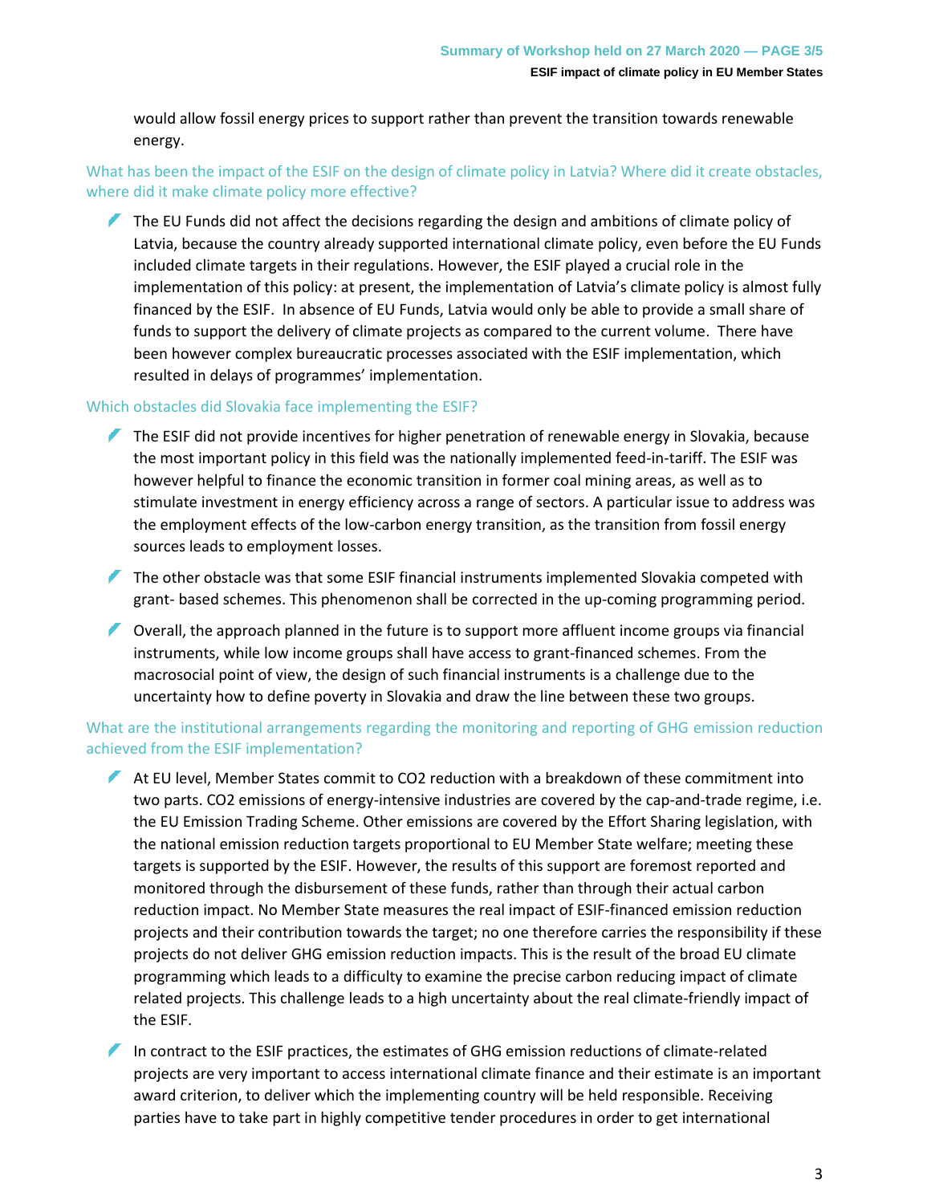would allow fossil energy prices to support rather than prevent the transition towards renewable energy.

### What has been the impact of the ESIF on the design of climate policy in Latvia? Where did it create obstacles, where did it make climate policy more effective?

- The EU Funds did not affect the decisions regarding the design and ambitions of climate policy of Latvia, because the country already supported international climate policy, even before the EU Funds included climate targets in their regulations. However, the ESIF played a crucial role in the implementation of this policy: at present, the implementation of Latvia's climate policy is almost fully financed by the ESIF. In absence of EU Funds, Latvia would only be able to provide a small share of funds to support the delivery of climate projects as compared to the current volume. There have been however complex bureaucratic processes associated with the ESIF implementation, which resulted in delays of programmes' implementation.

### Which obstacles did Slovakia face implementing the ESIF?

- The ESIF did not provide incentives for higher penetration of renewable energy in Slovakia, because the most important policy in this field was the nationally implemented feed-in-tariff. The ESIF was however helpful to finance the economic transition in former coal mining areas, as well as to stimulate investment in energy efficiency across a range of sectors. A particular issue to address was the employment effects of the low-carbon energy transition, as the transition from fossil energy sources leads to employment losses.
- The other obstacle was that some ESIF financial instruments implemented Slovakia competed with grant- based schemes. This phenomenon shall be corrected in the up-coming programming period.
- Overall, the approach planned in the future is to support more affluent income groups via financial instruments, while low income groups shall have access to grant-financed schemes. From the macrosocial point of view, the design of such financial instruments is a challenge due to the uncertainty how to define poverty in Slovakia and draw the line between these two groups.

### What are the institutional arrangements regarding the monitoring and reporting of GHG emission reduction achieved from the ESIF implementation?

- At EU level, Member States commit to $CO_2$ reduction with a breakdown of these commitment into two parts. $CO_2$ emissions of energy-intensive industries are covered by the cap-and-trade regime, i.e. the EU Emission Trading Scheme. Other emissions are covered by the Effort Sharing legislation, with the national emission reduction targets proportional to EU Member State welfare; meeting these targets is supported by the ESIF. However, the results of this support are foremost reported and monitored through the disbursement of these funds, rather than through their actual carbon reduction impact. No Member State measures the real impact of ESIF-financed emission reduction projects and their contribution towards the target; no one therefore carries the responsibility if these projects do not deliver GHG emission reduction impacts. This is the result of the broad EU climate programming which leads to a difficulty to examine the precise carbon reducing impact of climate related projects. This challenge leads to a high uncertainty about the real climate-friendly impact of the ESIF.
- In contract to the ESIF practices, the estimates of GHG emission reductions of climate-related projects are very important to access international climate finance and their estimate is an important award criterion, to deliver which the implementing country will be held responsible. Receiving parties have to take part in highly competitive tender procedures in order to get international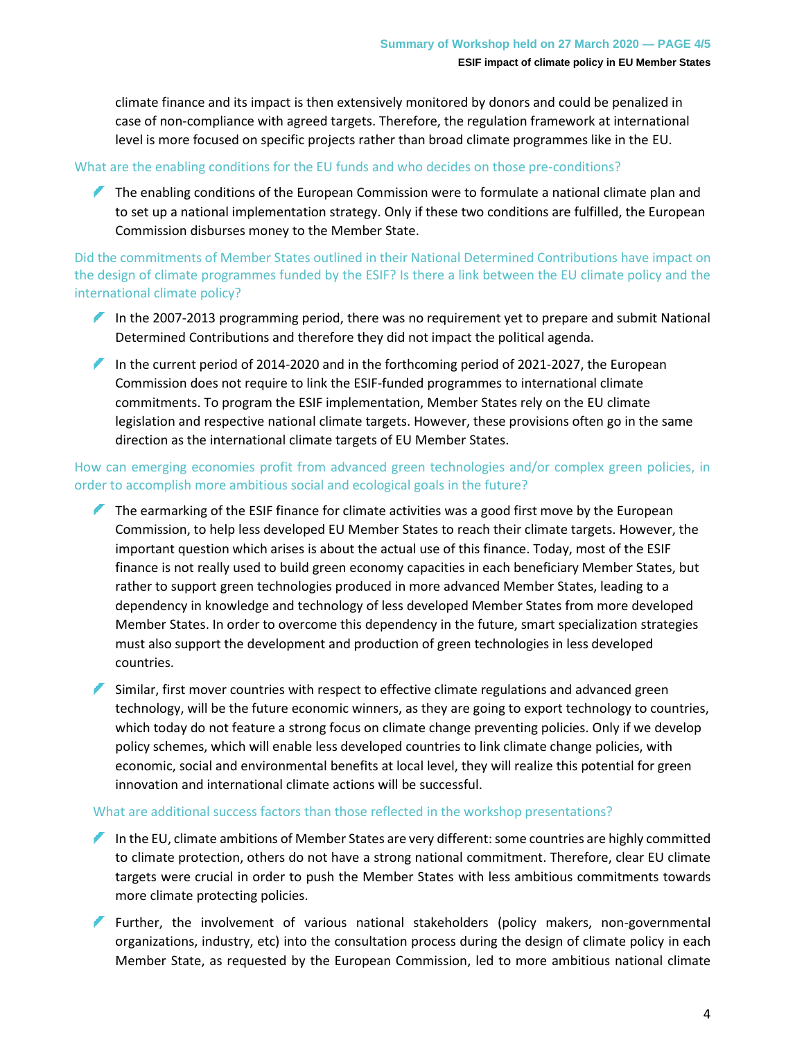climate finance and its impact is then extensively monitored by donors and could be penalized in case of non-compliance with agreed targets. Therefore, the regulation framework at international level is more focused on specific projects rather than broad climate programmes like in the EU.

### What are the enabling conditions for the EU funds and who decides on those pre-conditions?

- The enabling conditions of the European Commission were to formulate a national climate plan and to set up a national implementation strategy. Only if these two conditions are fulfilled, the European Commission disburses money to the Member State.

### Did the commitments of Member States outlined in their National Determined Contributions have impact on the design of climate programmes funded by the ESIF? Is there a link between the EU climate policy and the international climate policy?

- In the 2007-2013 programming period, there was no requirement yet to prepare and submit National Determined Contributions and therefore they did not impact the political agenda.
- In the current period of 2014-2020 and in the forthcoming period of 2021-2027, the European Commission does not require to link the ESIF-funded programmes to international climate commitments. To program the ESIF implementation, Member States rely on the EU climate legislation and respective national climate targets. However, these provisions often go in the same direction as the international climate targets of EU Member States.

### How can emerging economies profit from advanced green technologies and/or complex green policies, in order to accomplish more ambitious social and ecological goals in the future?

- The earmarking of the ESIF finance for climate activities was a good first move by the European Commission, to help less developed EU Member States to reach their climate targets. However, the important question which arises is about the actual use of this finance. Today, most of the ESIF finance is not really used to build green economy capacities in each beneficiary Member States, but rather to support green technologies produced in more advanced Member States, leading to a dependency in knowledge and technology of less developed Member States from more developed Member States. In order to overcome this dependency in the future, smart specialization strategies must also support the development and production of green technologies in less developed countries.
- Similar, first mover countries with respect to effective climate regulations and advanced green technology, will be the future economic winners, as they are going to export technology to countries, which today do not feature a strong focus on climate change preventing policies. Only if we develop policy schemes, which will enable less developed countries to link climate change policies, with economic, social and environmental benefits at local level, they will realize this potential for green innovation and international climate actions will be successful.

### What are additional success factors than those reflected in the workshop presentations?

- In the EU, climate ambitions of Member States are very different: some countries are highly committed to climate protection, others do not have a strong national commitment. Therefore, clear EU climate targets were crucial in order to push the Member States with less ambitious commitments towards more climate protecting policies.
- Further, the involvement of various national stakeholders (policy makers, non-governmental organizations, industry, etc) into the consultation process during the design of climate policy in each Member State, as requested by the European Commission, led to more ambitious national climate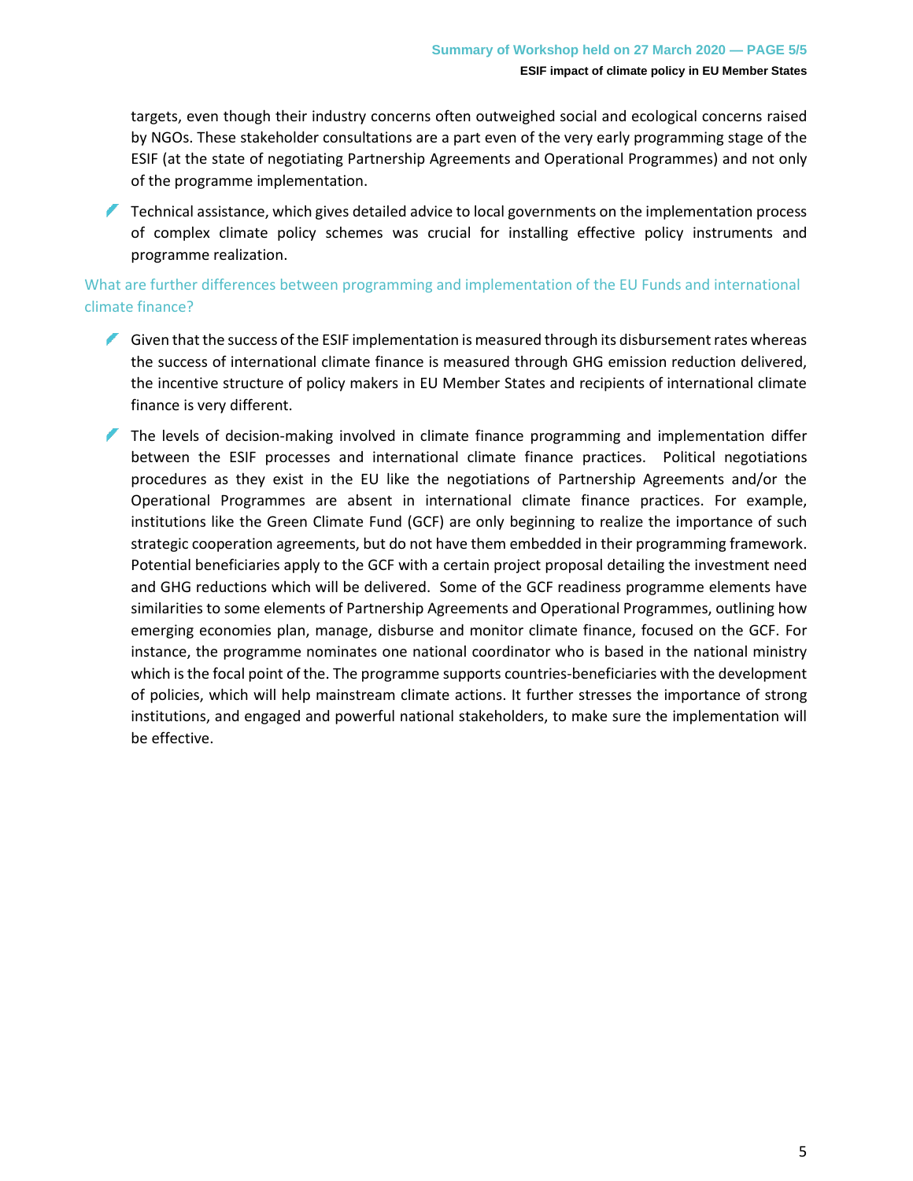targets, even though their industry concerns often outweighed social and ecological concerns raised by NGOs. These stakeholder consultations are a part even of the very early programming stage of the ESIF (at the state of negotiating Partnership Agreements and Operational Programmes) and not only of the programme implementation.

- Technical assistance, which gives detailed advice to local governments on the implementation process of complex climate policy schemes was crucial for installing effective policy instruments and programme realization.

### What are further differences between programming and implementation of the EU Funds and international climate finance?

- Given that the success of the ESIF implementation is measured through its disbursement rates whereas the success of international climate finance is measured through GHG emission reduction delivered, the incentive structure of policy makers in EU Member States and recipients of international climate finance is very different.

- The levels of decision-making involved in climate finance programming and implementation differ between the ESIF processes and international climate finance practices. Political negotiations procedures as they exist in the EU like the negotiations of Partnership Agreements and/or the Operational Programmes are absent in international climate finance practices. For example, institutions like the Green Climate Fund (GCF) are only beginning to realize the importance of such strategic cooperation agreements, but do not have them embedded in their programming framework. Potential beneficiaries apply to the GCF with a certain project proposal detailing the investment need and GHG reductions which will be delivered. Some of the GCF readiness programme elements have similarities to some elements of Partnership Agreements and Operational Programmes, outlining how emerging economies plan, manage, disburse and monitor climate finance, focused on the GCF. For instance, the programme nominates one national coordinator who is based in the national ministry which is the focal point of the. The programme supports countries-beneficiaries with the development of policies, which will help mainstream climate actions. It further stresses the importance of strong institutions, and engaged and powerful national stakeholders, to make sure the implementation will be effective.